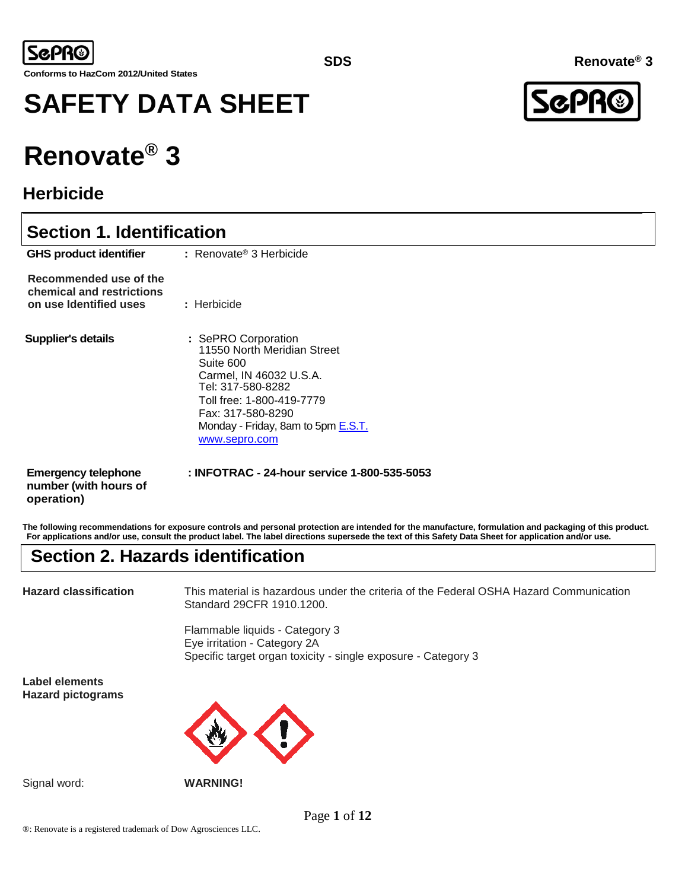**Conforms to HazCom 2012/United States**

# SAFETY DATA SHEET

# Renovate® 3

## Herbicide

## Section 1. Identification

**GHS product identifier** : Renovate® 3 Herbicide

**Recommended use of the chemical and restrictions on use Identified uses** : Herbicide

**Supplier's details** : SePRO Corporation
11550 North Meridian Street
Suite 600
Carmel, IN 46032 U.S.A.
Tel: 317-580-8282
Toll free: 1-800-419-7779
Fax: 317-580-8290
Monday - Friday, 8am to 5pm E.S.T.
www.sepro.com

**Emergency telephone number (with hours of operation)** : **INFOTRAC - 24-hour service 1-800-535-5053**

**The following recommendations for exposure controls and personal protection are intended for the manufacture, formulation and packaging of this product. For applications and/or use, consult the product label. The label directions supersede the text of this Safety Data Sheet for application and/or use.**

## Section 2. Hazards identification

**Hazard classification**

This material is hazardous under the criteria of the Federal OSHA Hazard Communication Standard 29CFR 1910.1200.

Flammable liquids - Category 3
Eye irritation - Category 2A
Specific target organ toxicity - single exposure - Category 3

**Label elements**
**Hazard pictograms**

Signal word: **WARNING!**

®: Renovate is a registered trademark of Dow Agrosciences LLC.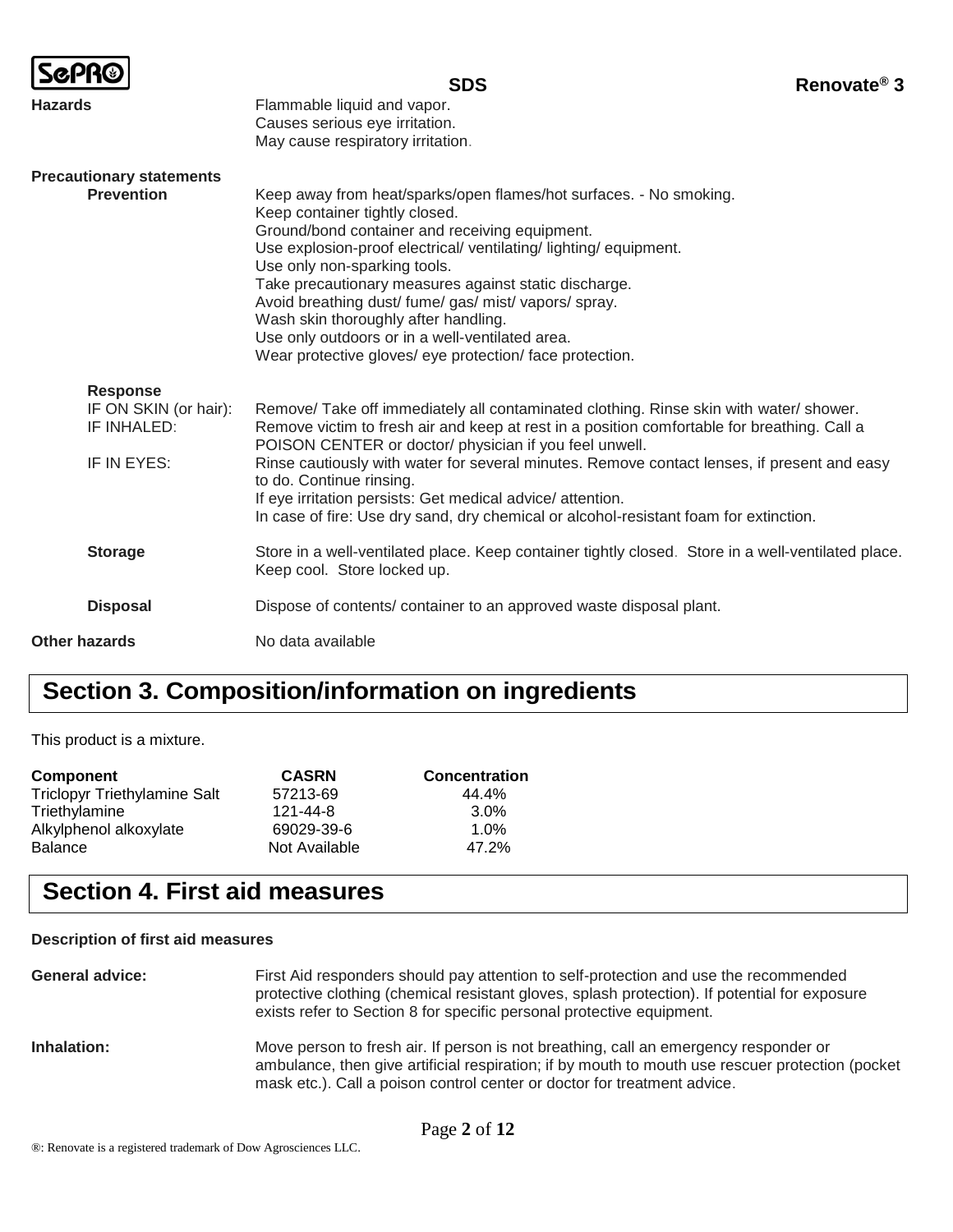**Hazards** Flammable liquid and vapor.
Causes serious eye irritation.
May cause respiratory irritation.

**Precautionary statements**

**Prevention**

Keep away from heat/sparks/open flames/hot surfaces. - No smoking.
Keep container tightly closed.
Ground/bond container and receiving equipment.
Use explosion-proof electrical/ ventilating/ lighting/ equipment.
Use only non-sparking tools.
Take precautionary measures against static discharge.
Avoid breathing dust/ fume/ gas/ mist/ vapors/ spray.
Wash skin thoroughly after handling.
Use only outdoors or in a well-ventilated area.
Wear protective gloves/ eye protection/ face protection.

**Response**

IF ON SKIN (or hair): Remove/ Take off immediately all contaminated clothing. Rinse skin with water/ shower.

IF INHALED: Remove victim to fresh air and keep at rest in a position comfortable for breathing. Call a POISON CENTER or doctor/ physician if you feel unwell.

IF IN EYES: Rinse cautiously with water for several minutes. Remove contact lenses, if present and easy to do. Continue rinsing.
If eye irritation persists: Get medical advice/ attention.
In case of fire: Use dry sand, dry chemical or alcohol-resistant foam for extinction.

**Storage** Store in a well-ventilated place. Keep container tightly closed. Store in a well-ventilated place. Keep cool. Store locked up.

**Disposal** Dispose of contents/ container to an approved waste disposal plant.

**Other hazards** No data available

# Section 3. Composition/information on ingredients

This product is a mixture.

| Component | CASRN | Concentration |
|---|---|---|
| Triclopyr Triethylamine Salt | 57213-69 | 44.4% |
| Triethylamine | 121-44-8 | 3.0% |
| Alkylphenol alkoxylate | 69029-39-6 | 1.0% |
| Balance | Not Available | 47.2% |

# Section 4. First aid measures

**Description of first aid measures**

**General advice:** First Aid responders should pay attention to self-protection and use the recommended protective clothing (chemical resistant gloves, splash protection). If potential for exposure exists refer to Section 8 for specific personal protective equipment.

**Inhalation:** Move person to fresh air. If person is not breathing, call an emergency responder or ambulance, then give artificial respiration; if by mouth to mouth use rescuer protection (pocket mask etc.). Call a poison control center or doctor for treatment advice.

®: Renovate is a registered trademark of Dow Agrosciences LLC.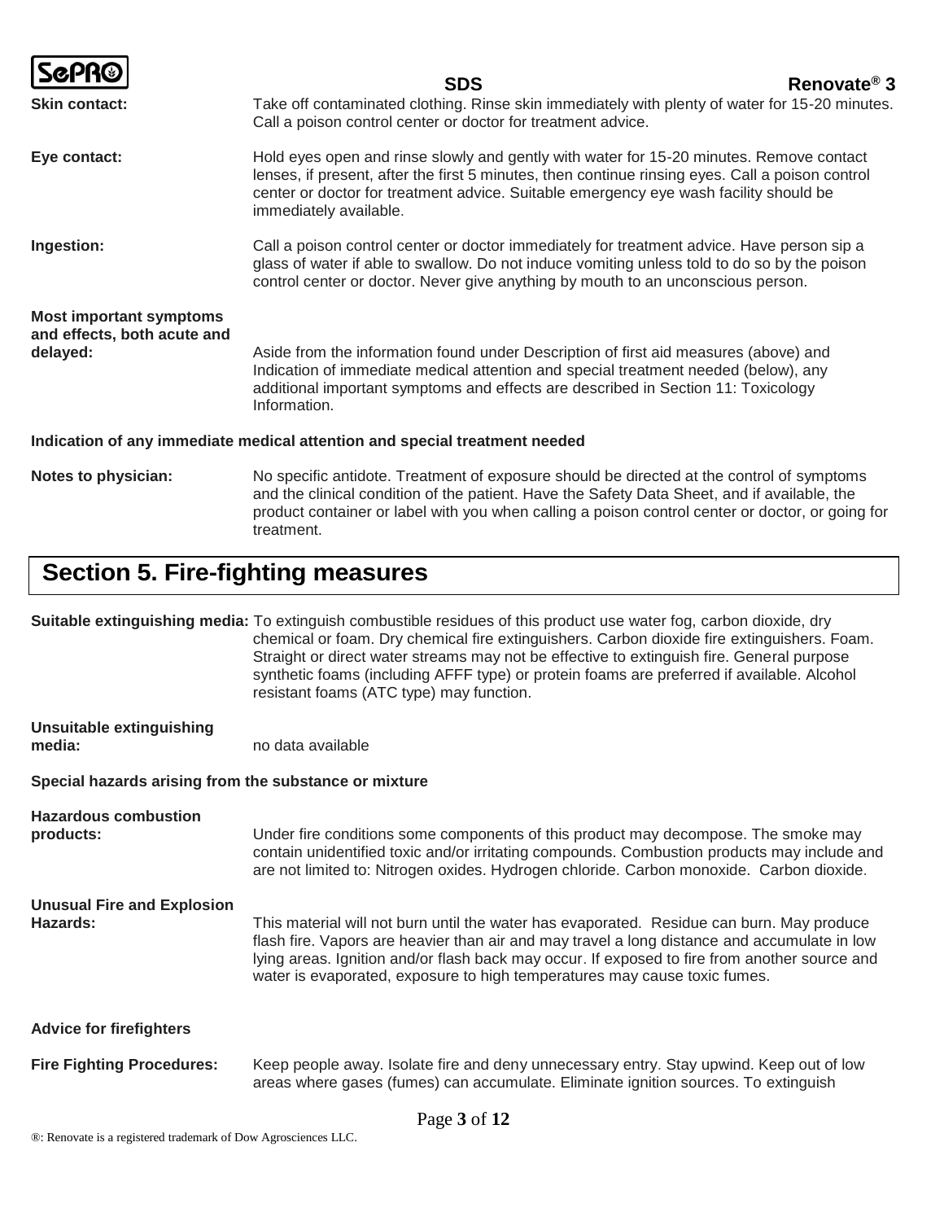**Skin contact:** Take off contaminated clothing. Rinse skin immediately with plenty of water for 15-20 minutes. Call a poison control center or doctor for treatment advice.

**Eye contact:** Hold eyes open and rinse slowly and gently with water for 15-20 minutes. Remove contact lenses, if present, after the first 5 minutes, then continue rinsing eyes. Call a poison control center or doctor for treatment advice. Suitable emergency eye wash facility should be immediately available.

**Ingestion:** Call a poison control center or doctor immediately for treatment advice. Have person sip a glass of water if able to swallow. Do not induce vomiting unless told to do so by the poison control center or doctor. Never give anything by mouth to an unconscious person.

**Most important symptoms and effects, both acute and delayed:** Aside from the information found under Description of first aid measures (above) and Indication of immediate medical attention and special treatment needed (below), any additional important symptoms and effects are described in Section 11: Toxicology Information.

**Indication of any immediate medical attention and special treatment needed**

**Notes to physician:** No specific antidote. Treatment of exposure should be directed at the control of symptoms and the clinical condition of the patient. Have the Safety Data Sheet, and if available, the product container or label with you when calling a poison control center or doctor, or going for treatment.

## Section 5. Fire-fighting measures

**Suitable extinguishing media:** To extinguish combustible residues of this product use water fog, carbon dioxide, dry chemical or foam. Dry chemical fire extinguishers. Carbon dioxide fire extinguishers. Foam. Straight or direct water streams may not be effective to extinguish fire. General purpose synthetic foams (including AFFF type) or protein foams are preferred if available. Alcohol resistant foams (ATC type) may function.

**Unsuitable extinguishing media:** no data available

**Special hazards arising from the substance or mixture**

**Hazardous combustion products:** Under fire conditions some components of this product may decompose. The smoke may contain unidentified toxic and/or irritating compounds. Combustion products may include and are not limited to: Nitrogen oxides. Hydrogen chloride. Carbon monoxide. Carbon dioxide.

**Unusual Fire and Explosion Hazards:** This material will not burn until the water has evaporated. Residue can burn. May produce flash fire. Vapors are heavier than air and may travel a long distance and accumulate in low lying areas. Ignition and/or flash back may occur. If exposed to fire from another source and water is evaporated, exposure to high temperatures may cause toxic fumes.

**Advice for firefighters**

**Fire Fighting Procedures:** Keep people away. Isolate fire and deny unnecessary entry. Stay upwind. Keep out of low areas where gases (fumes) can accumulate. Eliminate ignition sources. To extinguish

®: Renovate is a registered trademark of Dow Agrosciences LLC.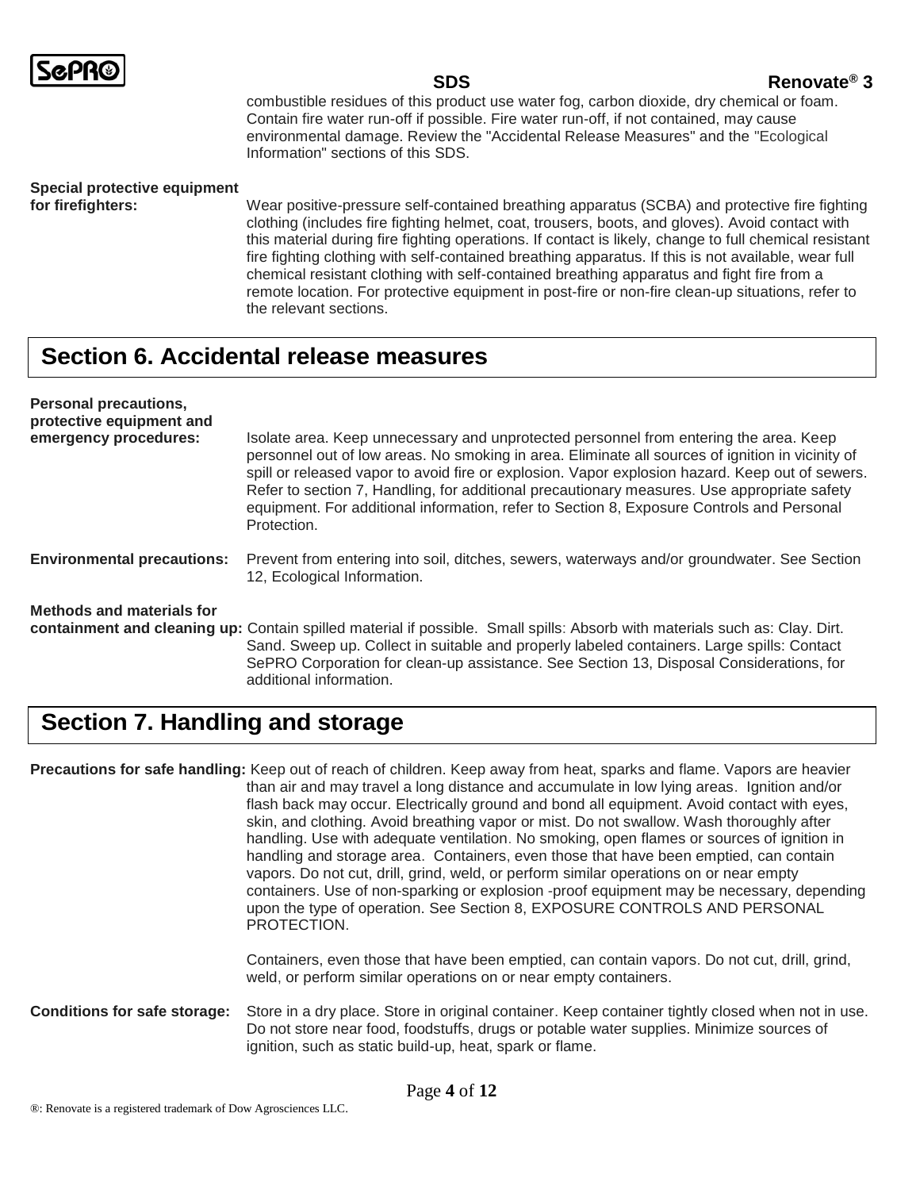combustible residues of this product use water fog, carbon dioxide, dry chemical or foam. Contain fire water run-off if possible. Fire water run-off, if not contained, may cause environmental damage. Review the "Accidental Release Measures" and the "Ecological Information" sections of this SDS.

**Special protective equipment for firefighters:** Wear positive-pressure self-contained breathing apparatus (SCBA) and protective fire fighting clothing (includes fire fighting helmet, coat, trousers, boots, and gloves). Avoid contact with this material during fire fighting operations. If contact is likely, change to full chemical resistant fire fighting clothing with self-contained breathing apparatus. If this is not available, wear full chemical resistant clothing with self-contained breathing apparatus and fight fire from a remote location. For protective equipment in post-fire or non-fire clean-up situations, refer to the relevant sections.

## Section 6. Accidental release measures

**Personal precautions, protective equipment and emergency procedures:** Isolate area. Keep unnecessary and unprotected personnel from entering the area. Keep personnel out of low areas. No smoking in area. Eliminate all sources of ignition in vicinity of spill or released vapor to avoid fire or explosion. Vapor explosion hazard. Keep out of sewers. Refer to section 7, Handling, for additional precautionary measures. Use appropriate safety equipment. For additional information, refer to Section 8, Exposure Controls and Personal Protection.

**Environmental precautions:** Prevent from entering into soil, ditches, sewers, waterways and/or groundwater. See Section 12, Ecological Information.

**Methods and materials for containment and cleaning up:** Contain spilled material if possible. Small spills: Absorb with materials such as: Clay. Dirt. Sand. Sweep up. Collect in suitable and properly labeled containers. Large spills: Contact SePRO Corporation for clean-up assistance. See Section 13, Disposal Considerations, for additional information.

## Section 7. Handling and storage

**Precautions for safe handling:** Keep out of reach of children. Keep away from heat, sparks and flame. Vapors are heavier than air and may travel a long distance and accumulate in low lying areas. Ignition and/or flash back may occur. Electrically ground and bond all equipment. Avoid contact with eyes, skin, and clothing. Avoid breathing vapor or mist. Do not swallow. Wash thoroughly after handling. Use with adequate ventilation. No smoking, open flames or sources of ignition in handling and storage area. Containers, even those that have been emptied, can contain vapors. Do not cut, drill, grind, weld, or perform similar operations on or near empty containers. Use of non-sparking or explosion -proof equipment may be necessary, depending upon the type of operation. See Section 8, EXPOSURE CONTROLS AND PERSONAL PROTECTION.

Containers, even those that have been emptied, can contain vapors. Do not cut, drill, grind, weld, or perform similar operations on or near empty containers.

**Conditions for safe storage:** Store in a dry place. Store in original container. Keep container tightly closed when not in use. Do not store near food, foodstuffs, drugs or potable water supplies. Minimize sources of ignition, such as static build-up, heat, spark or flame.

®: Renovate is a registered trademark of Dow Agrosciences LLC.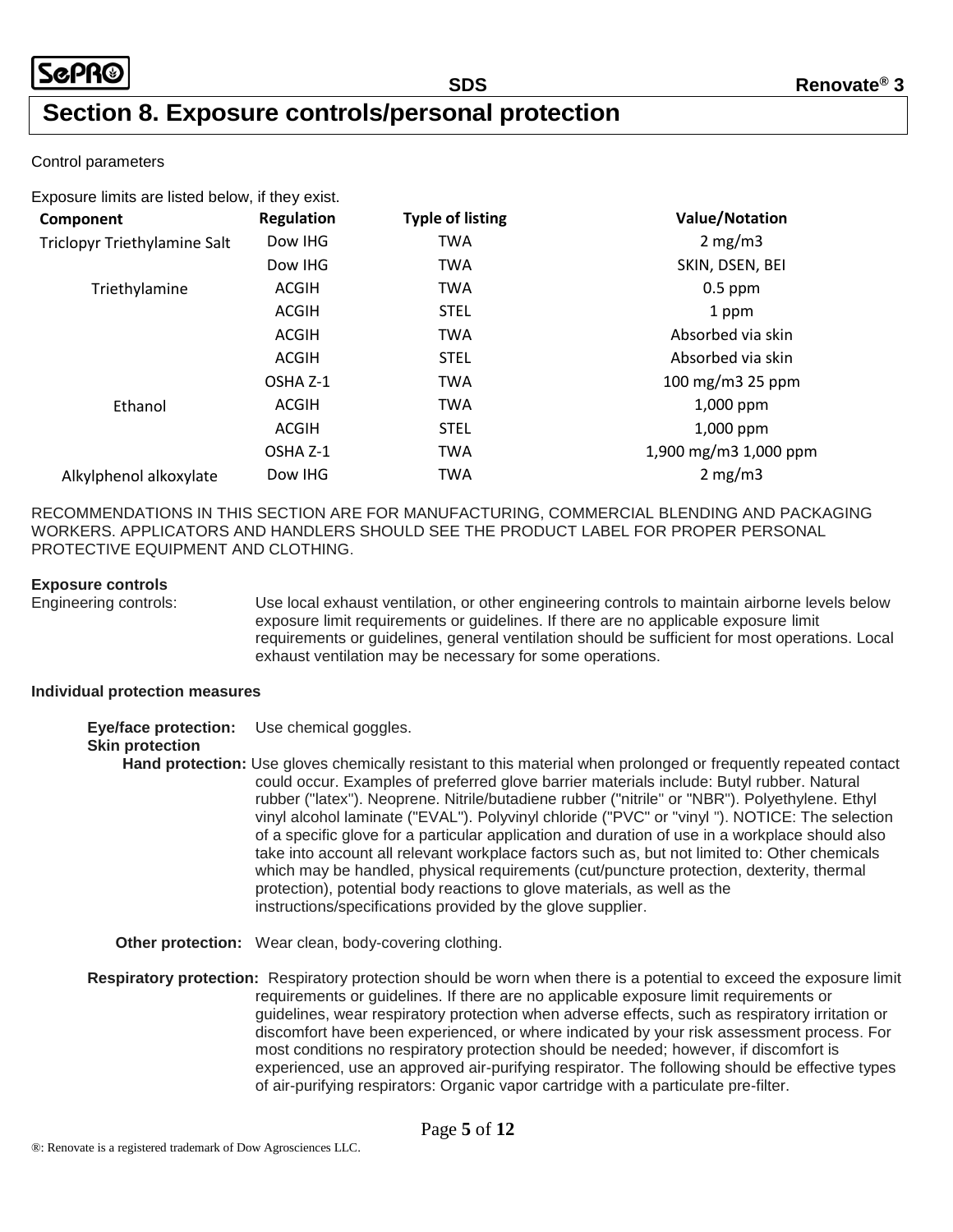# Section 8. Exposure controls/personal protection

Control parameters

Exposure limits are listed below, if they exist.

| Component | Regulation | Type of listing | Value/Notation |
| --- | --- | --- | --- |
| Triclopyr Triethylamine Salt | Dow IHG | TWA | 2 mg/m3 |
| | Dow IHG | TWA | SKIN, DSEN, BEI |
| Triethylamine | ACGIH | TWA | 0.5 ppm |
| | ACGIH | STEL | 1 ppm |
| | ACGIH | TWA | Absorbed via skin |
| | ACGIH | STEL | Absorbed via skin |
| | OSHA Z-1 | TWA | 100 mg/m3 25 ppm |
| Ethanol | ACGIH | TWA | 1,000 ppm |
| | ACGIH | STEL | 1,000 ppm |
| | OSHA Z-1 | TWA | 1,900 mg/m3 1,000 ppm |
| Alkylphenol alkoxylate | Dow IHG | TWA | 2 mg/m3 |

RECOMMENDATIONS IN THIS SECTION ARE FOR MANUFACTURING, COMMERCIAL BLENDING AND PACKAGING WORKERS. APPLICATORS AND HANDLERS SHOULD SEE THE PRODUCT LABEL FOR PROPER PERSONAL PROTECTIVE EQUIPMENT AND CLOTHING.

**Exposure controls**

Engineering controls: Use local exhaust ventilation, or other engineering controls to maintain airborne levels below exposure limit requirements or guidelines. If there are no applicable exposure limit requirements or guidelines, general ventilation should be sufficient for most operations. Local exhaust ventilation may be necessary for some operations.

**Individual protection measures**

**Eye/face protection:** Use chemical goggles.

**Skin protection**

**Hand protection:** Use gloves chemically resistant to this material when prolonged or frequently repeated contact could occur. Examples of preferred glove barrier materials include: Butyl rubber. Natural rubber ("latex"). Neoprene. Nitrile/butadiene rubber ("nitrile" or "NBR"). Polyethylene. Ethyl vinyl alcohol laminate ("EVAL"). Polyvinyl chloride ("PVC" or "vinyl "). NOTICE: The selection of a specific glove for a particular application and duration of use in a workplace should also take into account all relevant workplace factors such as, but not limited to: Other chemicals which may be handled, physical requirements (cut/puncture protection, dexterity, thermal protection), potential body reactions to glove materials, as well as the instructions/specifications provided by the glove supplier.

**Other protection:** Wear clean, body-covering clothing.

**Respiratory protection:** Respiratory protection should be worn when there is a potential to exceed the exposure limit requirements or guidelines. If there are no applicable exposure limit requirements or guidelines, wear respiratory protection when adverse effects, such as respiratory irritation or discomfort have been experienced, or where indicated by your risk assessment process. For most conditions no respiratory protection should be needed; however, if discomfort is experienced, use an approved air-purifying respirator. The following should be effective types of air-purifying respirators: Organic vapor cartridge with a particulate pre-filter.

®: Renovate is a registered trademark of Dow Agrosciences LLC.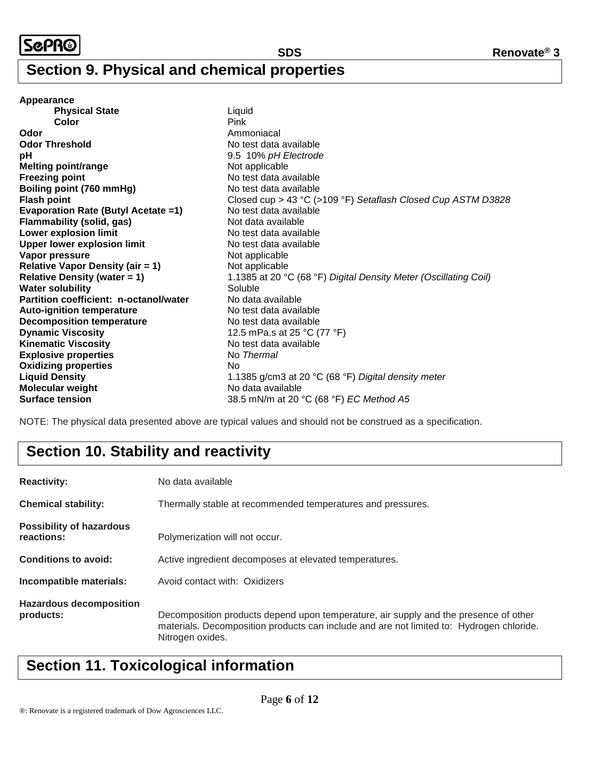## Section 9. Physical and chemical properties

| | |
|---|---|
| **Appearance** | |
| **Physical State** | Liquid |
| **Color** | Pink |
| **Odor** | Ammoniacal |
| **Odor Threshold** | No test data available |
| **pH** | 9.5 10% *pH Electrode* |
| **Melting point/range** | Not applicable |
| **Freezing point** | No test data available |
| **Boiling point (760 mmHg)** | No test data available |
| **Flash point** | Closed cup > 43 °C (>109 °F) *Setaflash Closed Cup ASTM D3828* |
| **Evaporation Rate (Butyl Acetate =1)** | No test data available |
| **Flammability (solid, gas)** | Not data available |
| **Lower explosion limit** | No test data available |
| **Upper lower explosion limit** | No test data available |
| **Vapor pressure** | Not applicable |
| **Relative Vapor Density (air = 1)** | Not applicable |
| **Relative Density (water = 1)** | 1.1385 at 20 °C (68 °F) *Digital Density Meter (Oscillating Coil)* |
| **Water solubility** | Soluble |
| **Partition coefficient: n-octanol/water** | No data available |
| **Auto-ignition temperature** | No test data available |
| **Decomposition temperature** | No test data available |
| **Dynamic Viscosity** | 12.5 mPa.s at 25 °C (77 °F) |
| **Kinematic Viscosity** | No test data available |
| **Explosive properties** | No *Thermal* |
| **Oxidizing properties** | No |
| **Liquid Density** | 1.1385 g/cm3 at 20 °C (68 °F) *Digital density meter* |
| **Molecular weight** | No data available |
| **Surface tension** | 38.5 mN/m at 20 °C (68 °F) *EC Method A5* |

NOTE: The physical data presented above are typical values and should not be construed as a specification.

## Section 10. Stability and reactivity

**Reactivity:** No data available

**Chemical stability:** Thermally stable at recommended temperatures and pressures.

**Possibility of hazardous reactions:** Polymerization will not occur.

**Conditions to avoid:** Active ingredient decomposes at elevated temperatures.

**Incompatible materials:** Avoid contact with: Oxidizers

**Hazardous decomposition products:** Decomposition products depend upon temperature, air supply and the presence of other materials. Decomposition products can include and are not limited to: Hydrogen chloride. Nitrogen oxides.

## Section 11. Toxicological information

®: Renovate is a registered trademark of Dow Agrosciences LLC.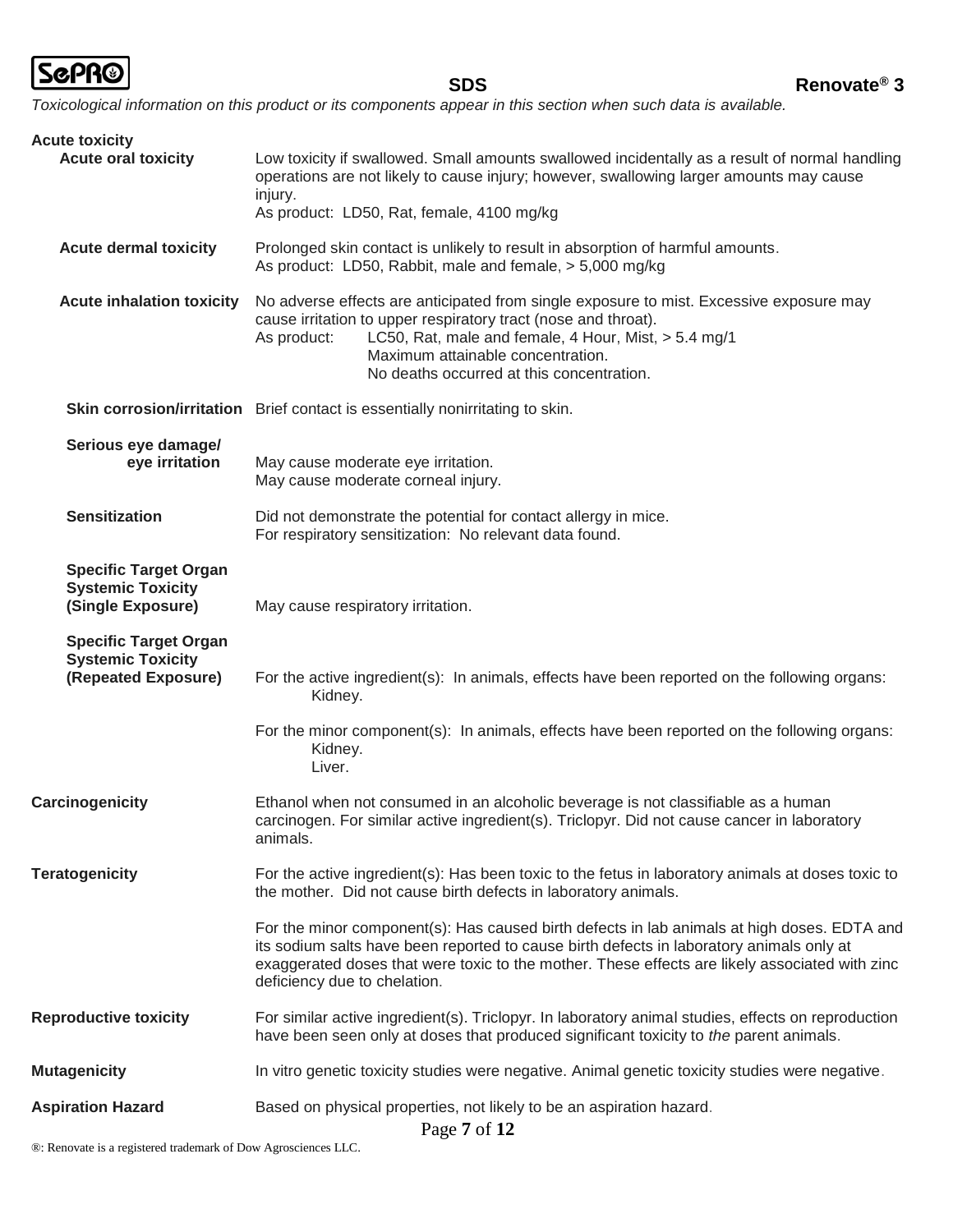*Toxicological information on this product or its components appear in this section when such data is available.*

**Acute toxicity**

**Acute oral toxicity**
Low toxicity if swallowed. Small amounts swallowed incidentally as a result of normal handling operations are not likely to cause injury; however, swallowing larger amounts may cause injury.
As product: LD50, Rat, female, 4100 mg/kg

**Acute dermal toxicity**
Prolonged skin contact is unlikely to result in absorption of harmful amounts.
As product: LD50, Rabbit, male and female, > 5,000 mg/kg

**Acute inhalation toxicity**
No adverse effects are anticipated from single exposure to mist. Excessive exposure may cause irritation to upper respiratory tract (nose and throat).
As product: LC50, Rat, male and female, 4 Hour, Mist, > 5.4 mg/1
Maximum attainable concentration.
No deaths occurred at this concentration.

**Skin corrosion/irritation**
Brief contact is essentially nonirritating to skin.

**Serious eye damage/ eye irritation**
May cause moderate eye irritation.
May cause moderate corneal injury.

**Sensitization**
Did not demonstrate the potential for contact allergy in mice.
For respiratory sensitization: No relevant data found.

**Specific Target Organ Systemic Toxicity (Single Exposure)**
May cause respiratory irritation.

**Specific Target Organ Systemic Toxicity (Repeated Exposure)**
For the active ingredient(s): In animals, effects have been reported on the following organs:
Kidney.

For the minor component(s): In animals, effects have been reported on the following organs:
Kidney.
Liver.

**Carcinogenicity**
Ethanol when not consumed in an alcoholic beverage is not classifiable as a human carcinogen. For similar active ingredient(s). Triclopyr. Did not cause cancer in laboratory animals.

**Teratogenicity**
For the active ingredient(s): Has been toxic to the fetus in laboratory animals at doses toxic to the mother. Did not cause birth defects in laboratory animals.

For the minor component(s): Has caused birth defects in lab animals at high doses. EDTA and its sodium salts have been reported to cause birth defects in laboratory animals only at exaggerated doses that were toxic to the mother. These effects are likely associated with zinc deficiency due to chelation.

**Reproductive toxicity**
For similar active ingredient(s). Triclopyr. In laboratory animal studies, effects on reproduction have been seen only at doses that produced significant toxicity to *the* parent animals.

**Mutagenicity**
In vitro genetic toxicity studies were negative. Animal genetic toxicity studies were negative.

**Aspiration Hazard**
Based on physical properties, not likely to be an aspiration hazard.

®: Renovate is a registered trademark of Dow Agrosciences LLC.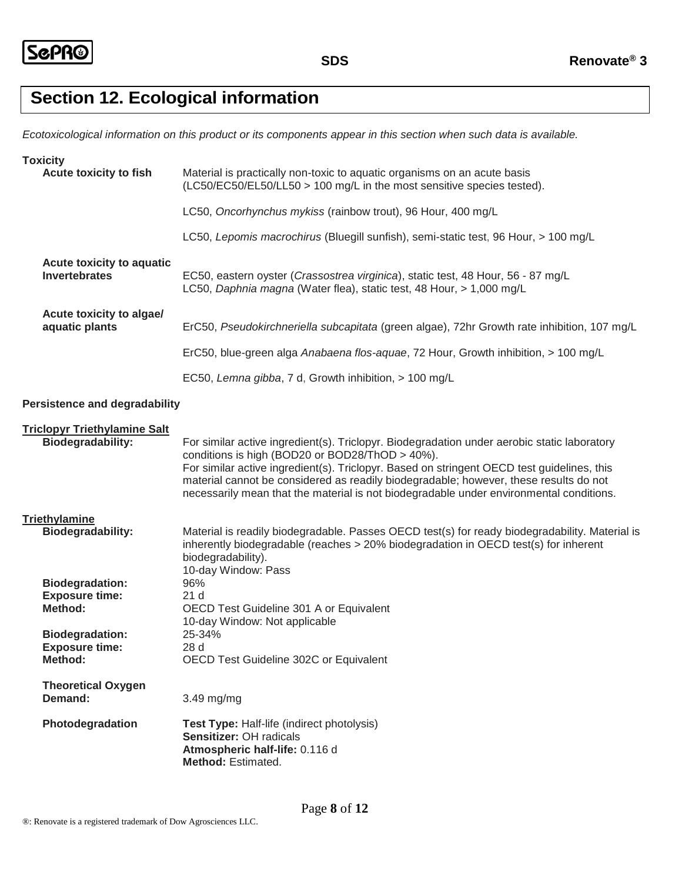## Section 12. Ecological information

*Ecotoxicological information on this product or its components appear in this section when such data is available.*

**Toxicity**

**Acute toxicity to fish**

Material is practically non-toxic to aquatic organisms on an acute basis (LC50/EC50/EL50/LL50 > 100 mg/L in the most sensitive species tested).

LC50, *Oncorhynchus mykiss* (rainbow trout), 96 Hour, 400 mg/L

LC50, *Lepomis macrochirus* (Bluegill sunfish), semi-static test, 96 Hour, > 100 mg/L

**Acute toxicity to aquatic Invertebrates**

EC50, eastern oyster (*Crassostrea virginica*), static test, 48 Hour, 56 - 87 mg/L
LC50, *Daphnia magna* (Water flea), static test, 48 Hour, > 1,000 mg/L

**Acute toxicity to algae/ aquatic plants**

ErC50, *Pseudokirchneriella subcapitata* (green algae), 72hr Growth rate inhibition, 107 mg/L

ErC50, blue-green alga *Anabaena flos-aquae*, 72 Hour, Growth inhibition, > 100 mg/L

EC50, *Lemna gibba*, 7 d, Growth inhibition, > 100 mg/L

**Persistence and degradability**

**Triclopyr Triethylamine Salt**

**Biodegradability:** For similar active ingredient(s). Triclopyr. Biodegradation under aerobic static laboratory conditions is high (BOD20 or BOD28/ThOD > 40%).
For similar active ingredient(s). Triclopyr. Based on stringent OECD test guidelines, this material cannot be considered as readily biodegradable; however, these results do not necessarily mean that the material is not biodegradable under environmental conditions.

**Triethylamine**

**Biodegradability:** Material is readily biodegradable. Passes OECD test(s) for ready biodegradability. Material is inherently biodegradable (reaches > 20% biodegradation in OECD test(s) for inherent biodegradability).
10-day Window: Pass
**Biodegradation:** 96%
**Exposure time:** 21 d
**Method:** OECD Test Guideline 301 A or Equivalent
10-day Window: Not applicable
**Biodegradation:** 25-34%
**Exposure time:** 28 d
**Method:** OECD Test Guideline 302C or Equivalent

**Theoretical Oxygen Demand:** 3.49 mg/mg

**Photodegradation**
**Test Type:** Half-life (indirect photolysis)
**Sensitizer:** OH radicals
**Atmospheric half-life:** 0.116 d
**Method:** Estimated.

®: Renovate is a registered trademark of Dow Agrosciences LLC.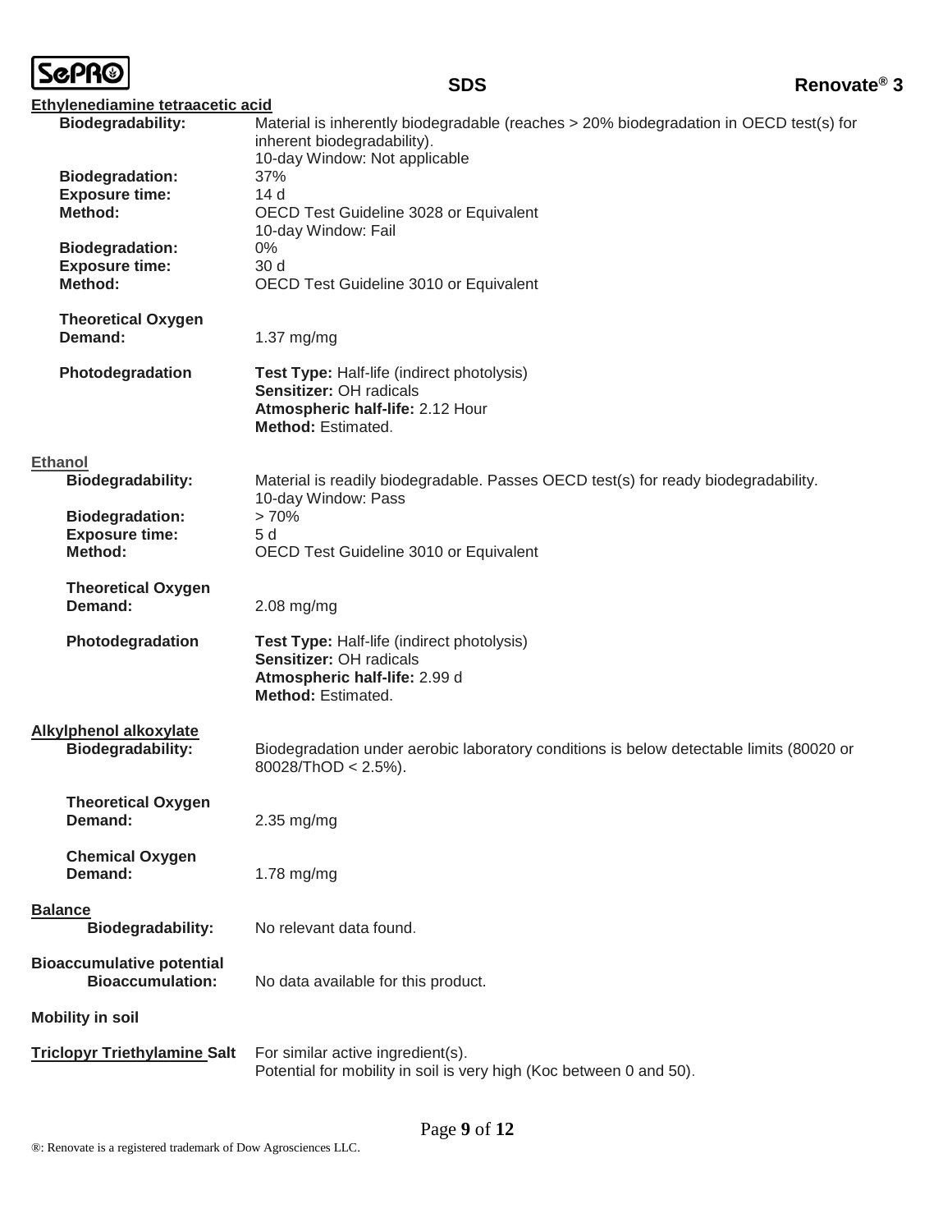**Ethylenediamine tetraacetic acid**

**Biodegradability:** Material is inherently biodegradable (reaches > 20% biodegradation in OECD test(s) for inherent biodegradability).
10-day Window: Not applicable

**Biodegradation:** 37%
**Exposure time:** 14 d
**Method:** OECD Test Guideline 3028 or Equivalent
10-day Window: Fail

**Biodegradation:** 0%
**Exposure time:** 30 d
**Method:** OECD Test Guideline 3010 or Equivalent

**Theoretical Oxygen Demand:** 1.37 mg/mg

**Photodegradation**
**Test Type:** Half-life (indirect photolysis)
**Sensitizer:** OH radicals
**Atmospheric half-life:** 2.12 Hour
**Method:** Estimated.

**Ethanol**

**Biodegradability:** Material is readily biodegradable. Passes OECD test(s) for ready biodegradability.
10-day Window: Pass

**Biodegradation:** > 70%
**Exposure time:** 5 d
**Method:** OECD Test Guideline 3010 or Equivalent

**Theoretical Oxygen Demand:** 2.08 mg/mg

**Photodegradation**
**Test Type:** Half-life (indirect photolysis)
**Sensitizer:** OH radicals
**Atmospheric half-life:** 2.99 d
**Method:** Estimated.

**Alkylphenol alkoxylate**

**Biodegradability:** Biodegradation under aerobic laboratory conditions is below detectable limits (80020 or 80028/ThOD < 2.5%).

**Theoretical Oxygen Demand:** 2.35 mg/mg

**Chemical Oxygen Demand:** 1.78 mg/mg

**Balance**

**Biodegradability:** No relevant data found.

**Bioaccumulative potential**

**Bioaccumulation:** No data available for this product.

**Mobility in soil**

**Triclopyr Triethylamine Salt** For similar active ingredient(s).
Potential for mobility in soil is very high (Koc between 0 and 50).

®: Renovate is a registered trademark of Dow Agrosciences LLC.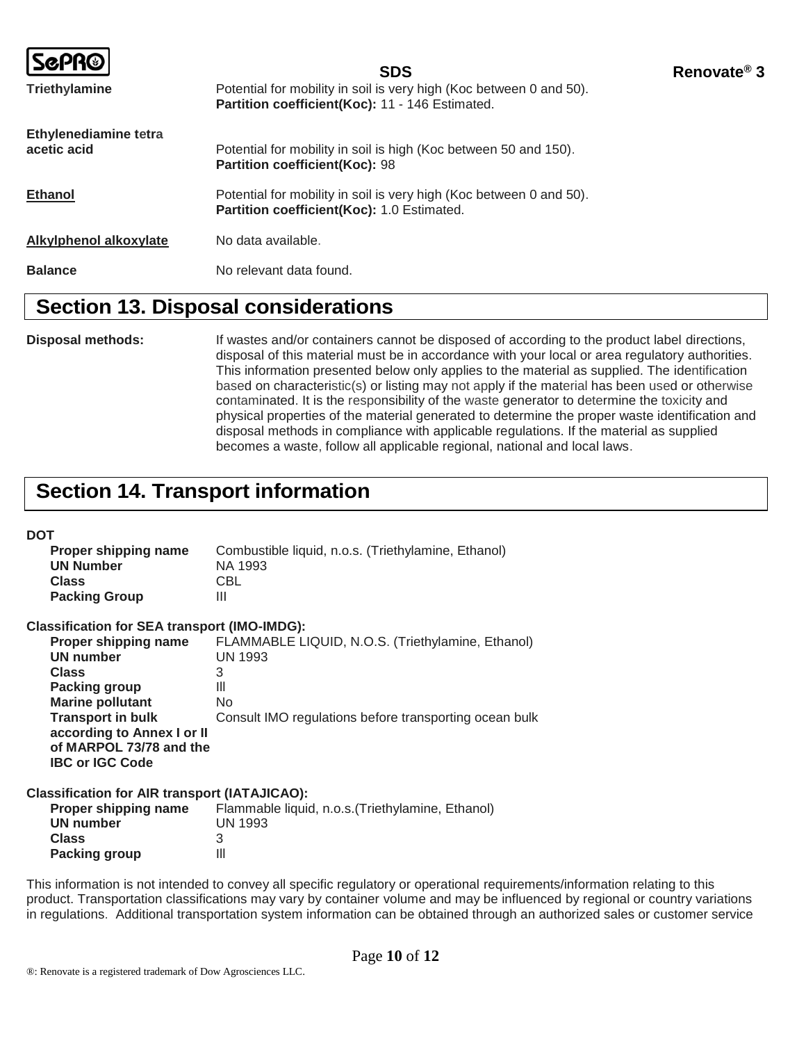**Triethylamine** Potential for mobility in soil is very high (Koc between 0 and 50).
**Partition coefficient(Koc):** 11 - 146 Estimated.

**Ethylenediamine tetra acetic acid** Potential for mobility in soil is high (Koc between 50 and 150).
**Partition coefficient(Koc):** 98

**Ethanol** Potential for mobility in soil is very high (Koc between 0 and 50).
**Partition coefficient(Koc):** 1.0 Estimated.

**Alkylphenol alkoxylate** No data available.

**Balance** No relevant data found.

## Section 13. Disposal considerations

**Disposal methods:** If wastes and/or containers cannot be disposed of according to the product label directions, disposal of this material must be in accordance with your local or area regulatory authorities. This information presented below only applies to the material as supplied. The identification based on characteristic(s) or listing may not apply if the material has been used or otherwise contaminated. It is the responsibility of the waste generator to determine the toxicity and physical properties of the material generated to determine the proper waste identification and disposal methods in compliance with applicable regulations. If the material as supplied becomes a waste, follow all applicable regional, national and local laws.

## Section 14. Transport information

**DOT**

**Proper shipping name** Combustible liquid, n.o.s. (Triethylamine, Ethanol)
**UN Number** NA 1993
**Class** CBL
**Packing Group** III

**Classification for SEA transport (IMO-IMDG):**

**Proper shipping name** FLAMMABLE LIQUID, N.O.S. (Triethylamine, Ethanol)
**UN number** UN 1993
**Class** 3
**Packing group** III
**Marine pollutant** No
**Transport in bulk according to Annex I or II of MARPOL 73/78 and the IBC or IGC Code** Consult IMO regulations before transporting ocean bulk

**Classification for AIR transport (IATAJICAO):**

**Proper shipping name** Flammable liquid, n.o.s.(Triethylamine, Ethanol)
**UN number** UN 1993
**Class** 3
**Packing group** III

This information is not intended to convey all specific regulatory or operational requirements/information relating to this product. Transportation classifications may vary by container volume and may be influenced by regional or country variations in regulations. Additional transportation system information can be obtained through an authorized sales or customer service

®: Renovate is a registered trademark of Dow Agrosciences LLC.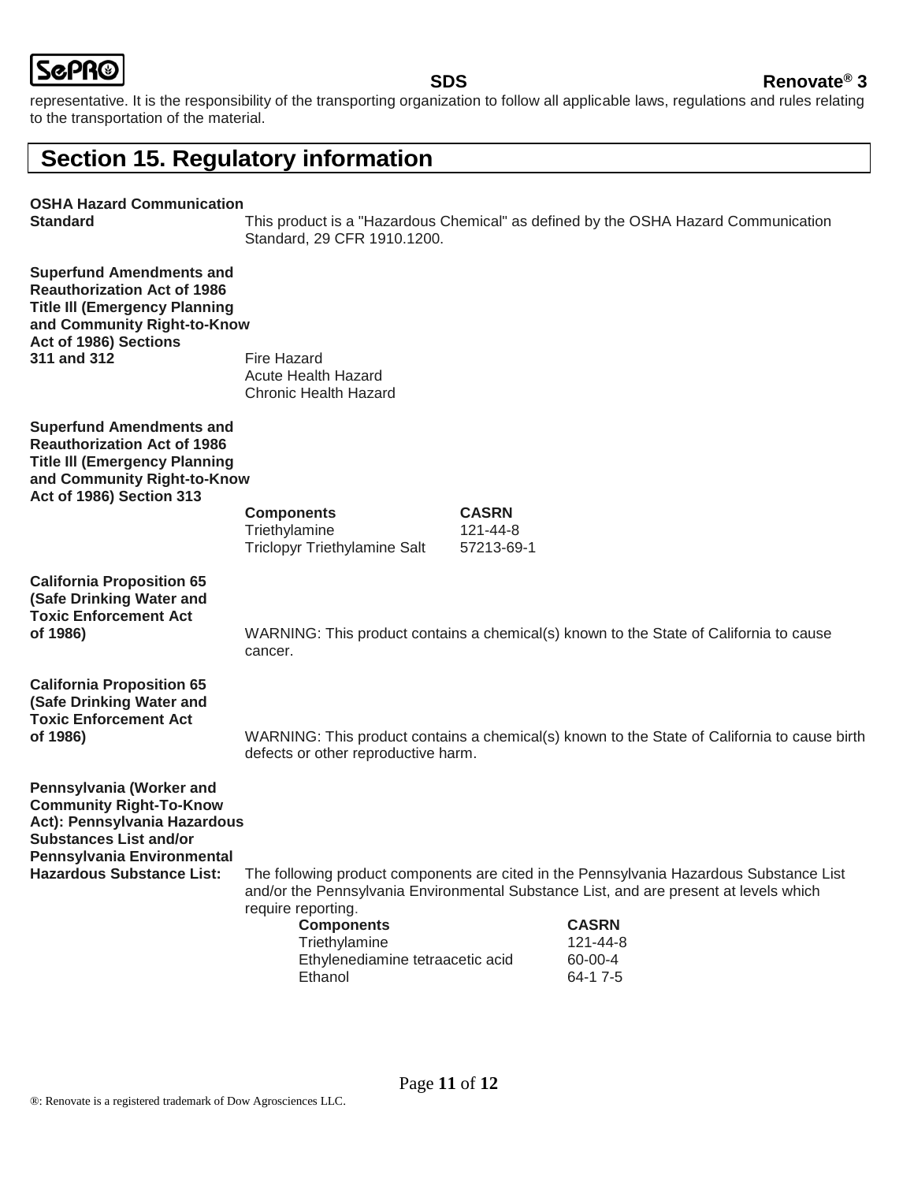representative. It is the responsibility of the transporting organization to follow all applicable laws, regulations and rules relating to the transportation of the material.

## Section 15. Regulatory information

**OSHA Hazard Communication Standard**

This product is a "Hazardous Chemical" as defined by the OSHA Hazard Communication Standard, 29 CFR 1910.1200.

**Superfund Amendments and Reauthorization Act of 1986 Title III (Emergency Planning and Community Right-to-Know Act of 1986) Sections 311 and 312**

Fire Hazard
Acute Health Hazard
Chronic Health Hazard

**Superfund Amendments and Reauthorization Act of 1986 Title III (Emergency Planning and Community Right-to-Know Act of 1986) Section 313**

| Components | CASRN |
|---|---|
| Triethylamine | 121-44-8 |
| Triclopyr Triethylamine Salt | 57213-69-1 |

**California Proposition 65 (Safe Drinking Water and Toxic Enforcement Act of 1986)**

WARNING: This product contains a chemical(s) known to the State of California to cause cancer.

**California Proposition 65 (Safe Drinking Water and Toxic Enforcement Act of 1986)**

WARNING: This product contains a chemical(s) known to the State of California to cause birth defects or other reproductive harm.

**Pennsylvania (Worker and Community Right-To-Know Act): Pennsylvania Hazardous Substances List and/or Pennsylvania Environmental Hazardous Substance List:**

The following product components are cited in the Pennsylvania Hazardous Substance List and/or the Pennsylvania Environmental Substance List, and are present at levels which require reporting.

| Components | CASRN |
|---|---|
| Triethylamine | 121-44-8 |
| Ethylenediamine tetraacetic acid | 60-00-4 |
| Ethanol | 64-1 7-5 |

®: Renovate is a registered trademark of Dow Agrosciences LLC.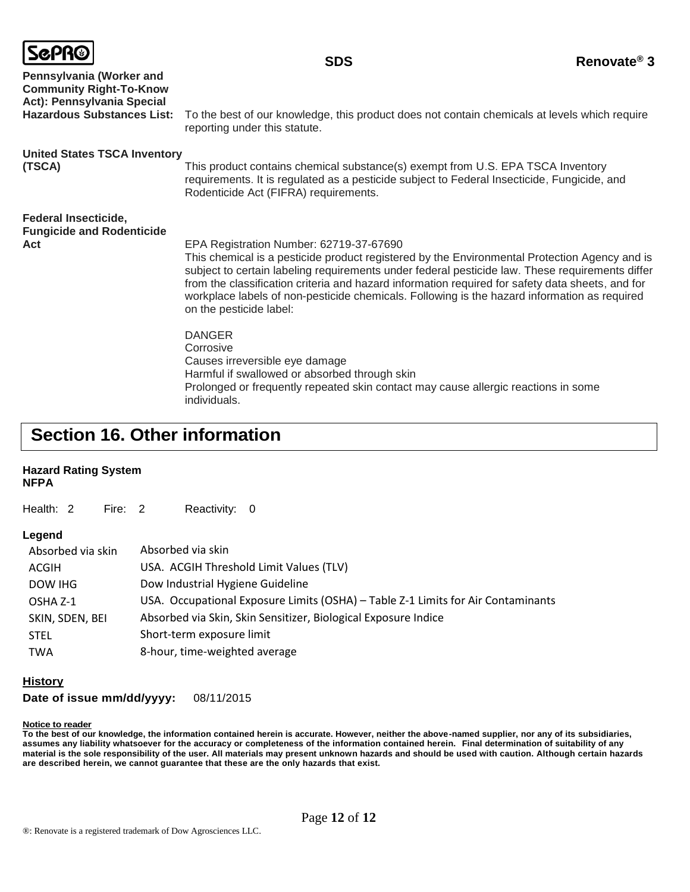**Pennsylvania (Worker and Community Right-To-Know Act): Pennsylvania Special Hazardous Substances List:** To the best of our knowledge, this product does not contain chemicals at levels which require reporting under this statute.

**United States TSCA Inventory (TSCA)** This product contains chemical substance(s) exempt from U.S. EPA TSCA Inventory requirements. It is regulated as a pesticide subject to Federal Insecticide, Fungicide, and Rodenticide Act (FIFRA) requirements.

**Federal Insecticide, Fungicide and Rodenticide Act** EPA Registration Number: 62719-37-67690
This chemical is a pesticide product registered by the Environmental Protection Agency and is subject to certain labeling requirements under federal pesticide law. These requirements differ from the classification criteria and hazard information required for safety data sheets, and for workplace labels of non-pesticide chemicals. Following is the hazard information as required on the pesticide label:

DANGER
Corrosive
Causes irreversible eye damage
Harmful if swallowed or absorbed through skin
Prolonged or frequently repeated skin contact may cause allergic reactions in some individuals.

## Section 16. Other information

**Hazard Rating System**
**NFPA**

Health: 2 Fire: 2 Reactivity: 0

**Legend**

| | |
|---|---|
| Absorbed via skin | Absorbed via skin |
| ACGIH | USA. ACGIH Threshold Limit Values (TLV) |
| DOW IHG | Dow Industrial Hygiene Guideline |
| OSHA Z-1 | USA. Occupational Exposure Limits (OSHA) – Table Z-1 Limits for Air Contaminants |
| SKIN, SDEN, BEI | Absorbed via Skin, Skin Sensitizer, Biological Exposure Indice |
| STEL | Short-term exposure limit |
| TWA | 8-hour, time-weighted average |

**History**

**Date of issue mm/dd/yyyy:** 08/11/2015

**Notice to reader**
**To the best of our knowledge, the information contained herein is accurate. However, neither the above-named supplier, nor any of its subsidiaries, assumes any liability whatsoever for the accuracy or completeness of the information contained herein. Final determination of suitability of any material is the sole responsibility of the user. All materials may present unknown hazards and should be used with caution. Although certain hazards are described herein, we cannot guarantee that these are the only hazards that exist.**

®: Renovate is a registered trademark of Dow Agrosciences LLC.